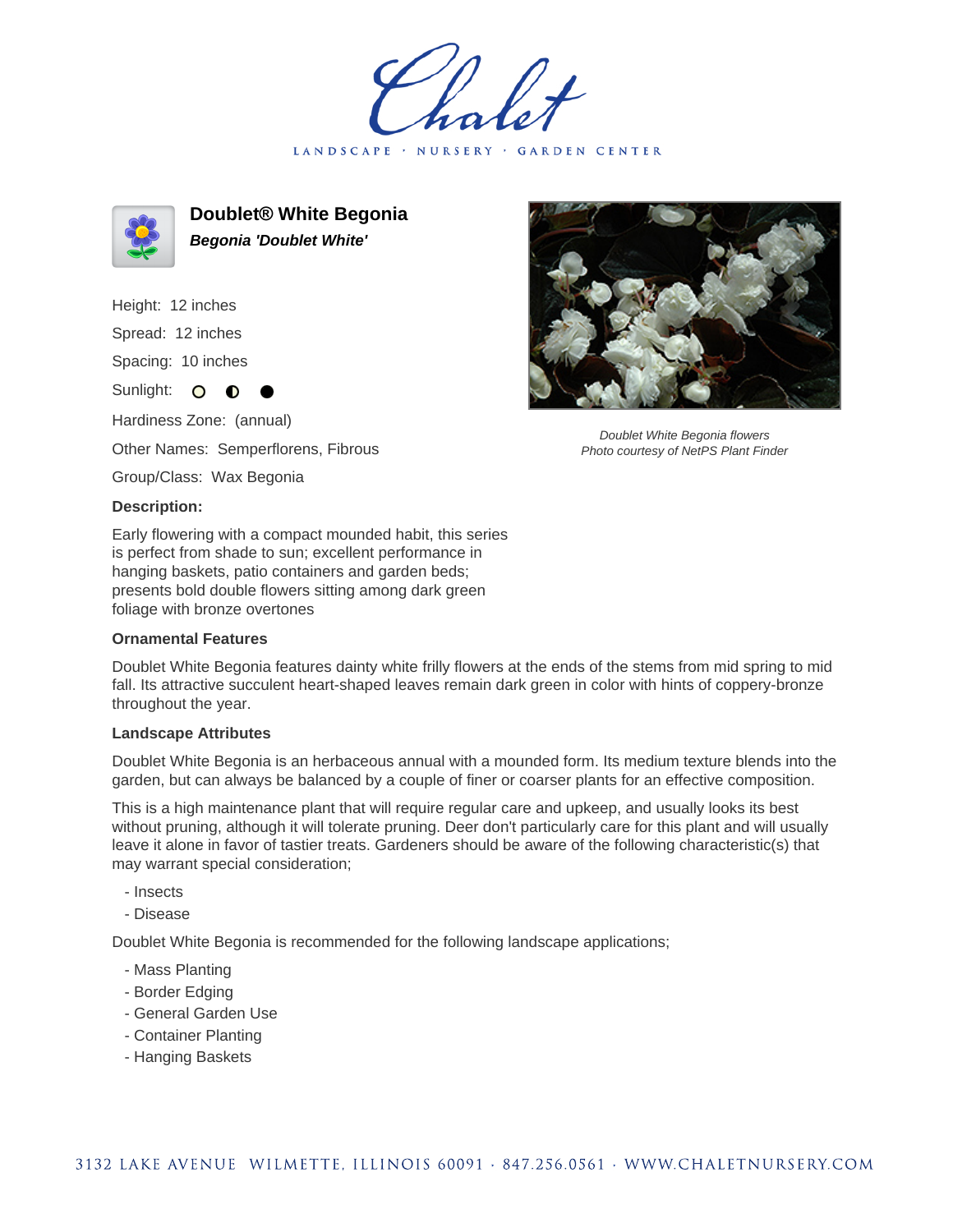# Doublet® White Begonia

***Begonia 'Doublet White'***

Height: 12 inches

Spread: 12 inches

Spacing: 10 inches

Sunlight: ○ ◐ ●

Hardiness Zone: (annual)

Other Names: Semperflorens, Fibrous

Group/Class: Wax Begonia

*Doublet White Begonia flowers*
*Photo courtesy of NetPS Plant Finder*

### Description:

Early flowering with a compact mounded habit, this series is perfect from shade to sun; excellent performance in hanging baskets, patio containers and garden beds; presents bold double flowers sitting among dark green foliage with bronze overtones

### Ornamental Features

Doublet White Begonia features dainty white frilly flowers at the ends of the stems from mid spring to mid fall. Its attractive succulent heart-shaped leaves remain dark green in color with hints of coppery-bronze throughout the year.

### Landscape Attributes

Doublet White Begonia is an herbaceous annual with a mounded form. Its medium texture blends into the garden, but can always be balanced by a couple of finer or coarser plants for an effective composition.

This is a high maintenance plant that will require regular care and upkeep, and usually looks its best without pruning, although it will tolerate pruning. Deer don't particularly care for this plant and will usually leave it alone in favor of tastier treats. Gardeners should be aware of the following characteristic(s) that may warrant special consideration;

- Insects
- Disease

Doublet White Begonia is recommended for the following landscape applications;

- Mass Planting
- Border Edging
- General Garden Use
- Container Planting
- Hanging Baskets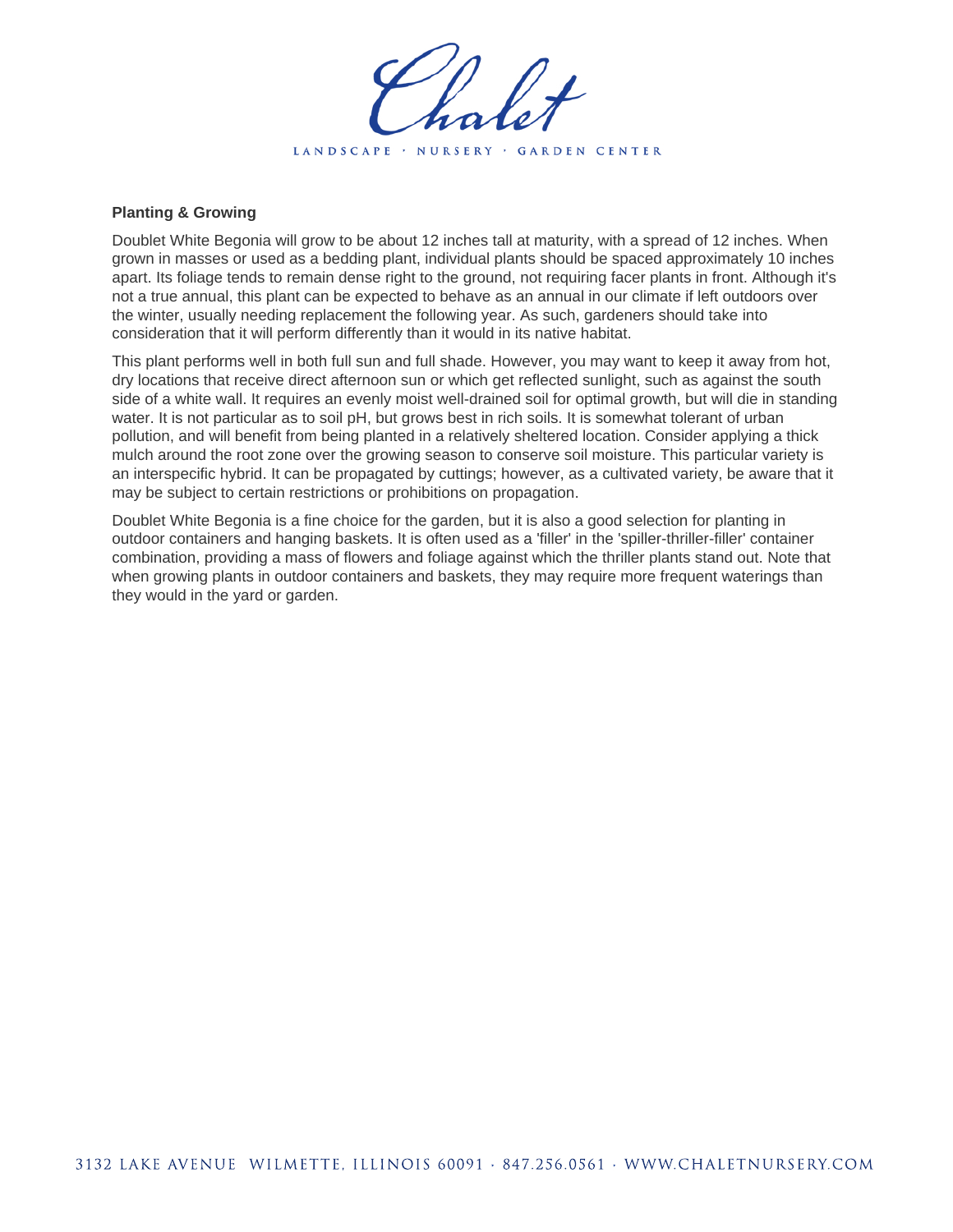### Planting & Growing

Doublet White Begonia will grow to be about 12 inches tall at maturity, with a spread of 12 inches. When grown in masses or used as a bedding plant, individual plants should be spaced approximately 10 inches apart. Its foliage tends to remain dense right to the ground, not requiring facer plants in front. Although it's not a true annual, this plant can be expected to behave as an annual in our climate if left outdoors over the winter, usually needing replacement the following year. As such, gardeners should take into consideration that it will perform differently than it would in its native habitat.

This plant performs well in both full sun and full shade. However, you may want to keep it away from hot, dry locations that receive direct afternoon sun or which get reflected sunlight, such as against the south side of a white wall. It requires an evenly moist well-drained soil for optimal growth, but will die in standing water. It is not particular as to soil pH, but grows best in rich soils. It is somewhat tolerant of urban pollution, and will benefit from being planted in a relatively sheltered location. Consider applying a thick mulch around the root zone over the growing season to conserve soil moisture. This particular variety is an interspecific hybrid. It can be propagated by cuttings; however, as a cultivated variety, be aware that it may be subject to certain restrictions or prohibitions on propagation.

Doublet White Begonia is a fine choice for the garden, but it is also a good selection for planting in outdoor containers and hanging baskets. It is often used as a 'filler' in the 'spiller-thriller-filler' container combination, providing a mass of flowers and foliage against which the thriller plants stand out. Note that when growing plants in outdoor containers and baskets, they may require more frequent waterings than they would in the yard or garden.